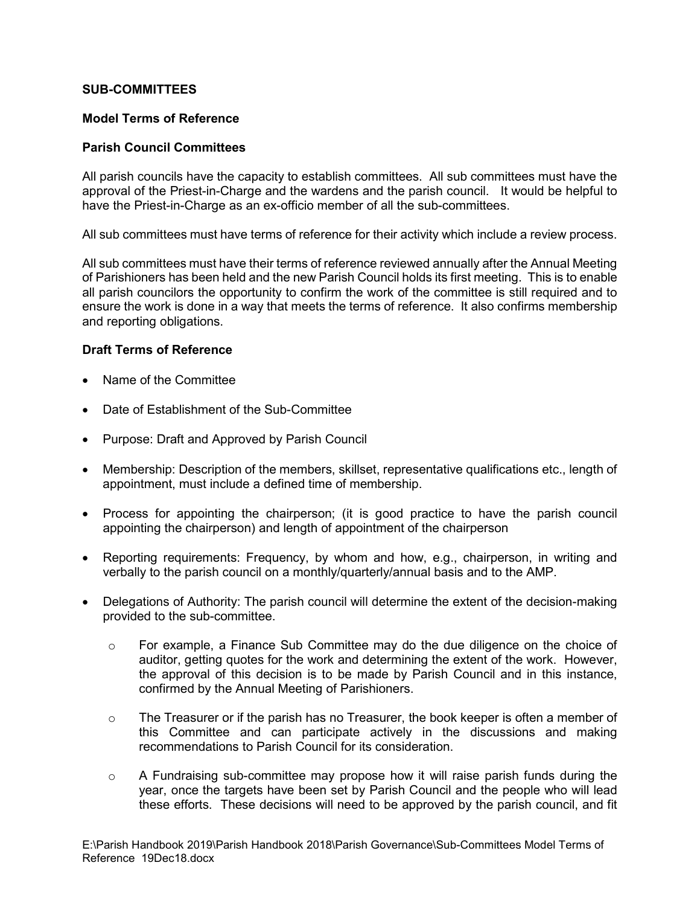**SUB-COMMITTEES**

**Model Terms of Reference**

**Parish Council Committees**

All parish councils have the capacity to establish committees. All sub committees must have the approval of the Priest-in-Charge and the wardens and the parish council. It would be helpful to have the Priest-in-Charge as an ex-officio member of all the sub-committees.

All sub committees must have terms of reference for their activity which include a review process.

All sub committees must have their terms of reference reviewed annually after the Annual Meeting of Parishioners has been held and the new Parish Council holds its first meeting. This is to enable all parish councilors the opportunity to confirm the work of the committee is still required and to ensure the work is done in a way that meets the terms of reference. It also confirms membership and reporting obligations.

**Draft Terms of Reference**

- Name of the Committee
- Date of Establishment of the Sub-Committee
- Purpose: Draft and Approved by Parish Council
- Membership: Description of the members, skillset, representative qualifications etc., length of appointment, must include a defined time of membership.
- Process for appointing the chairperson; (it is good practice to have the parish council appointing the chairperson) and length of appointment of the chairperson
- Reporting requirements: Frequency, by whom and how, e.g., chairperson, in writing and verbally to the parish council on a monthly/quarterly/annual basis and to the AMP.
- Delegations of Authority: The parish council will determine the extent of the decision-making provided to the sub-committee.
  - For example, a Finance Sub Committee may do the due diligence on the choice of auditor, getting quotes for the work and determining the extent of the work. However, the approval of this decision is to be made by Parish Council and in this instance, confirmed by the Annual Meeting of Parishioners.
  - The Treasurer or if the parish has no Treasurer, the book keeper is often a member of this Committee and can participate actively in the discussions and making recommendations to Parish Council for its consideration.
  - A Fundraising sub-committee may propose how it will raise parish funds during the year, once the targets have been set by Parish Council and the people who will lead these efforts. These decisions will need to be approved by the parish council, and fit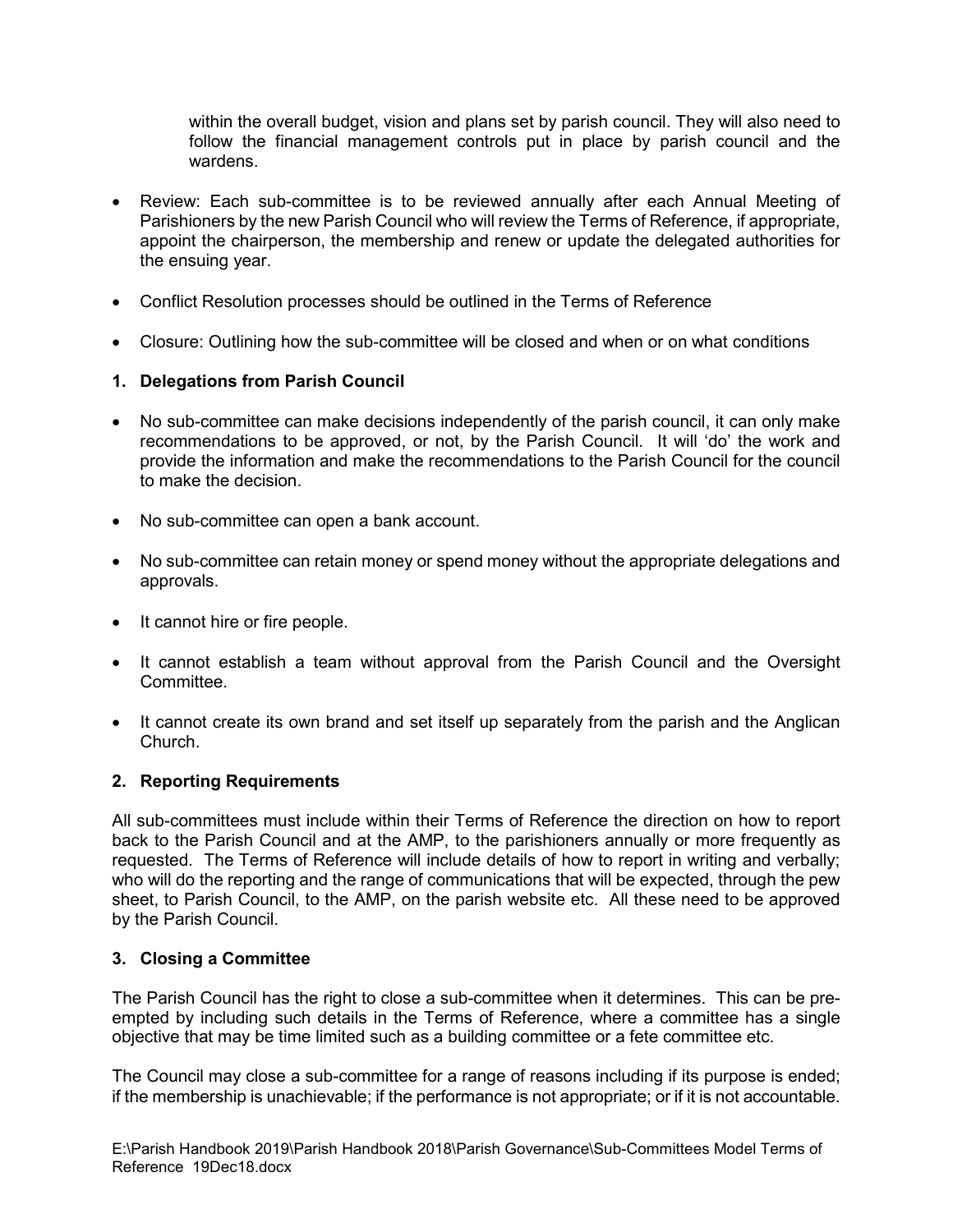within the overall budget, vision and plans set by parish council. They will also need to follow the financial management controls put in place by parish council and the wardens.

- Review: Each sub-committee is to be reviewed annually after each Annual Meeting of Parishioners by the new Parish Council who will review the Terms of Reference, if appropriate, appoint the chairperson, the membership and renew or update the delegated authorities for the ensuing year.
- Conflict Resolution processes should be outlined in the Terms of Reference
- Closure: Outlining how the sub-committee will be closed and when or on what conditions

### 1. Delegations from Parish Council

- No sub-committee can make decisions independently of the parish council, it can only make recommendations to be approved, or not, by the Parish Council. It will 'do' the work and provide the information and make the recommendations to the Parish Council for the council to make the decision.
- No sub-committee can open a bank account.
- No sub-committee can retain money or spend money without the appropriate delegations and approvals.
- It cannot hire or fire people.
- It cannot establish a team without approval from the Parish Council and the Oversight Committee.
- It cannot create its own brand and set itself up separately from the parish and the Anglican Church.

### 2. Reporting Requirements

All sub-committees must include within their Terms of Reference the direction on how to report back to the Parish Council and at the AMP, to the parishioners annually or more frequently as requested. The Terms of Reference will include details of how to report in writing and verbally; who will do the reporting and the range of communications that will be expected, through the pew sheet, to Parish Council, to the AMP, on the parish website etc. All these need to be approved by the Parish Council.

### 3. Closing a Committee

The Parish Council has the right to close a sub-committee when it determines. This can be pre-empted by including such details in the Terms of Reference, where a committee has a single objective that may be time limited such as a building committee or a fete committee etc.

The Council may close a sub-committee for a range of reasons including if its purpose is ended; if the membership is unachievable; if the performance is not appropriate; or if it is not accountable.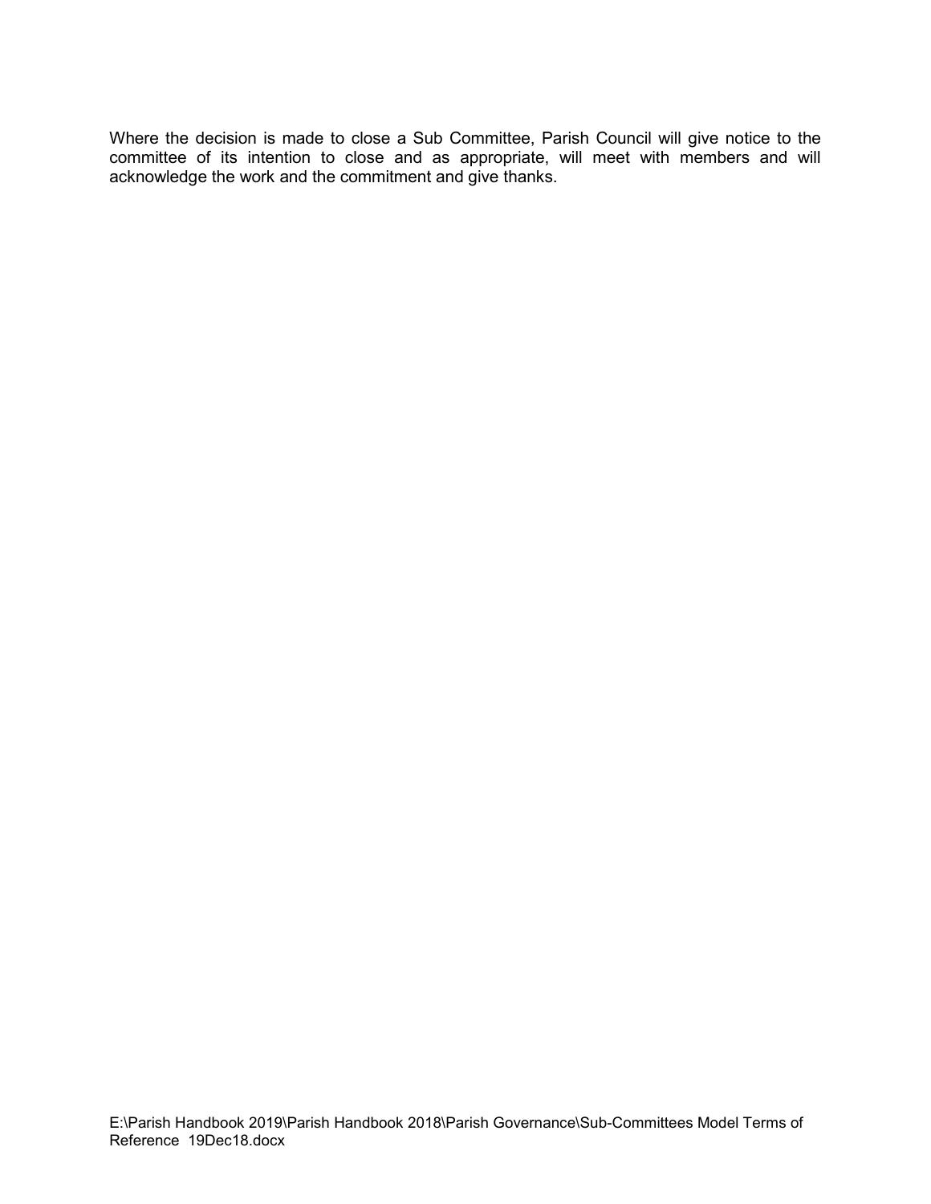Where the decision is made to close a Sub Committee, Parish Council will give notice to the committee of its intention to close and as appropriate, will meet with members and will acknowledge the work and the commitment and give thanks.